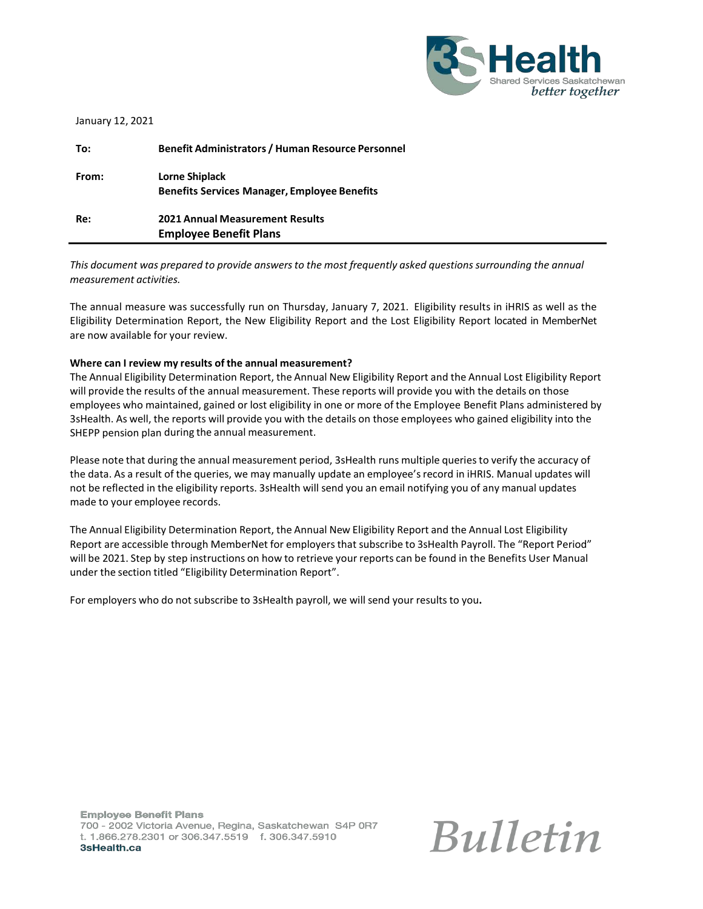January 12, 2021

| | |
|---|---|
| **To:** | **Benefit Administrators / Human Resource Personnel** |
| **From:** | **Lorne Shiplack**<br>**Benefits Services Manager, Employee Benefits** |
| **Re:** | **2021 Annual Measurement Results**<br>**Employee Benefit Plans** |

*This document was prepared to provide answers to the most frequently asked questions surrounding the annual measurement activities.*

The annual measure was successfully run on Thursday, January 7, 2021. Eligibility results in iHRIS as well as the Eligibility Determination Report, the New Eligibility Report and the Lost Eligibility Report located in MemberNet are now available for your review.

**Where can I review my results of the annual measurement?**

The Annual Eligibility Determination Report, the Annual New Eligibility Report and the Annual Lost Eligibility Report will provide the results of the annual measurement. These reports will provide you with the details on those employees who maintained, gained or lost eligibility in one or more of the Employee Benefit Plans administered by 3sHealth. As well, the reports will provide you with the details on those employees who gained eligibility into the SHEPP pension plan during the annual measurement.

Please note that during the annual measurement period, 3sHealth runs multiple queries to verify the accuracy of the data. As a result of the queries, we may manually update an employee's record in iHRIS. Manual updates will not be reflected in the eligibility reports. 3sHealth will send you an email notifying you of any manual updates made to your employee records.

The Annual Eligibility Determination Report, the Annual New Eligibility Report and the Annual Lost Eligibility Report are accessible through MemberNet for employers that subscribe to 3sHealth Payroll. The "Report Period" will be 2021. Step by step instructions on how to retrieve your reports can be found in the Benefits User Manual under the section titled "Eligibility Determination Report".

For employers who do not subscribe to 3sHealth payroll, we will send your results to you**.**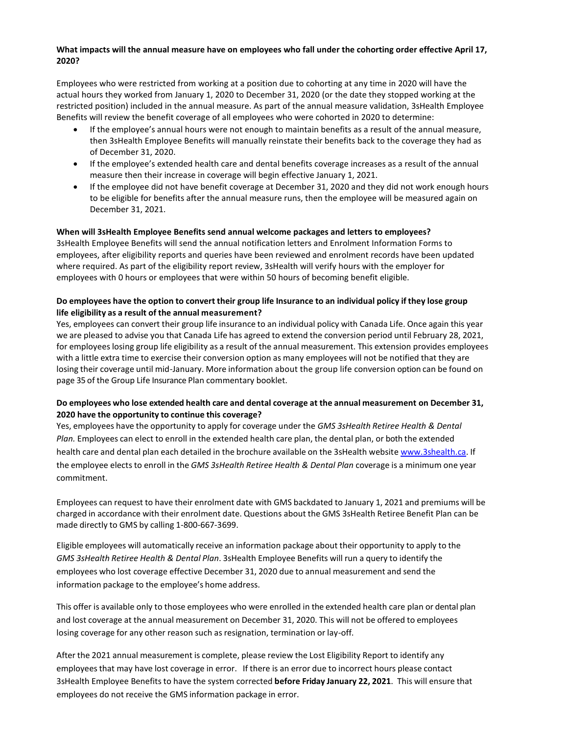**What impacts will the annual measure have on employees who fall under the cohorting order effective April 17, 2020?**

Employees who were restricted from working at a position due to cohorting at any time in 2020 will have the actual hours they worked from January 1, 2020 to December 31, 2020 (or the date they stopped working at the restricted position) included in the annual measure. As part of the annual measure validation, 3sHealth Employee Benefits will review the benefit coverage of all employees who were cohorted in 2020 to determine:

- If the employee's annual hours were not enough to maintain benefits as a result of the annual measure, then 3sHealth Employee Benefits will manually reinstate their benefits back to the coverage they had as of December 31, 2020.
- If the employee's extended health care and dental benefits coverage increases as a result of the annual measure then their increase in coverage will begin effective January 1, 2021.
- If the employee did not have benefit coverage at December 31, 2020 and they did not work enough hours to be eligible for benefits after the annual measure runs, then the employee will be measured again on December 31, 2021.

**When will 3sHealth Employee Benefits send annual welcome packages and letters to employees?**

3sHealth Employee Benefits will send the annual notification letters and Enrolment Information Forms to employees, after eligibility reports and queries have been reviewed and enrolment records have been updated where required. As part of the eligibility report review, 3sHealth will verify hours with the employer for employees with 0 hours or employees that were within 50 hours of becoming benefit eligible.

**Do employees have the option to convert their group life Insurance to an individual policy if they lose group life eligibility as a result of the annual measurement?**

Yes, employees can convert their group life insurance to an individual policy with Canada Life. Once again this year we are pleased to advise you that Canada Life has agreed to extend the conversion period until February 28, 2021, for employees losing group life eligibility as a result of the annual measurement. This extension provides employees with a little extra time to exercise their conversion option as many employees will not be notified that they are losing their coverage until mid-January. More information about the group life conversion option can be found on page 35 of the Group Life Insurance Plan commentary booklet.

**Do employees who lose extended health care and dental coverage at the annual measurement on December 31, 2020 have the opportunity to continue this coverage?**

Yes, employees have the opportunity to apply for coverage under the *GMS 3sHealth Retiree Health & Dental Plan.* Employees can elect to enroll in the extended health care plan, the dental plan, or both the extended health care and dental plan each detailed in the brochure available on the 3sHealth website www.3shealth.ca. If the employee elects to enroll in the *GMS 3sHealth Retiree Health & Dental Plan* coverage is a minimum one year commitment.

Employees can request to have their enrolment date with GMS backdated to January 1, 2021 and premiums will be charged in accordance with their enrolment date. Questions about the GMS 3sHealth Retiree Benefit Plan can be made directly to GMS by calling 1-800-667-3699.

Eligible employees will automatically receive an information package about their opportunity to apply to the *GMS 3sHealth Retiree Health & Dental Plan*. 3sHealth Employee Benefits will run a query to identify the employees who lost coverage effective December 31, 2020 due to annual measurement and send the information package to the employee's home address.

This offer is available only to those employees who were enrolled in the extended health care plan or dental plan and lost coverage at the annual measurement on December 31, 2020. This will not be offered to employees losing coverage for any other reason such as resignation, termination or lay-off.

After the 2021 annual measurement is complete, please review the Lost Eligibility Report to identify any employees that may have lost coverage in error. If there is an error due to incorrect hours please contact 3sHealth Employee Benefits to have the system corrected **before Friday January 22, 2021**. This will ensure that employees do not receive the GMS information package in error.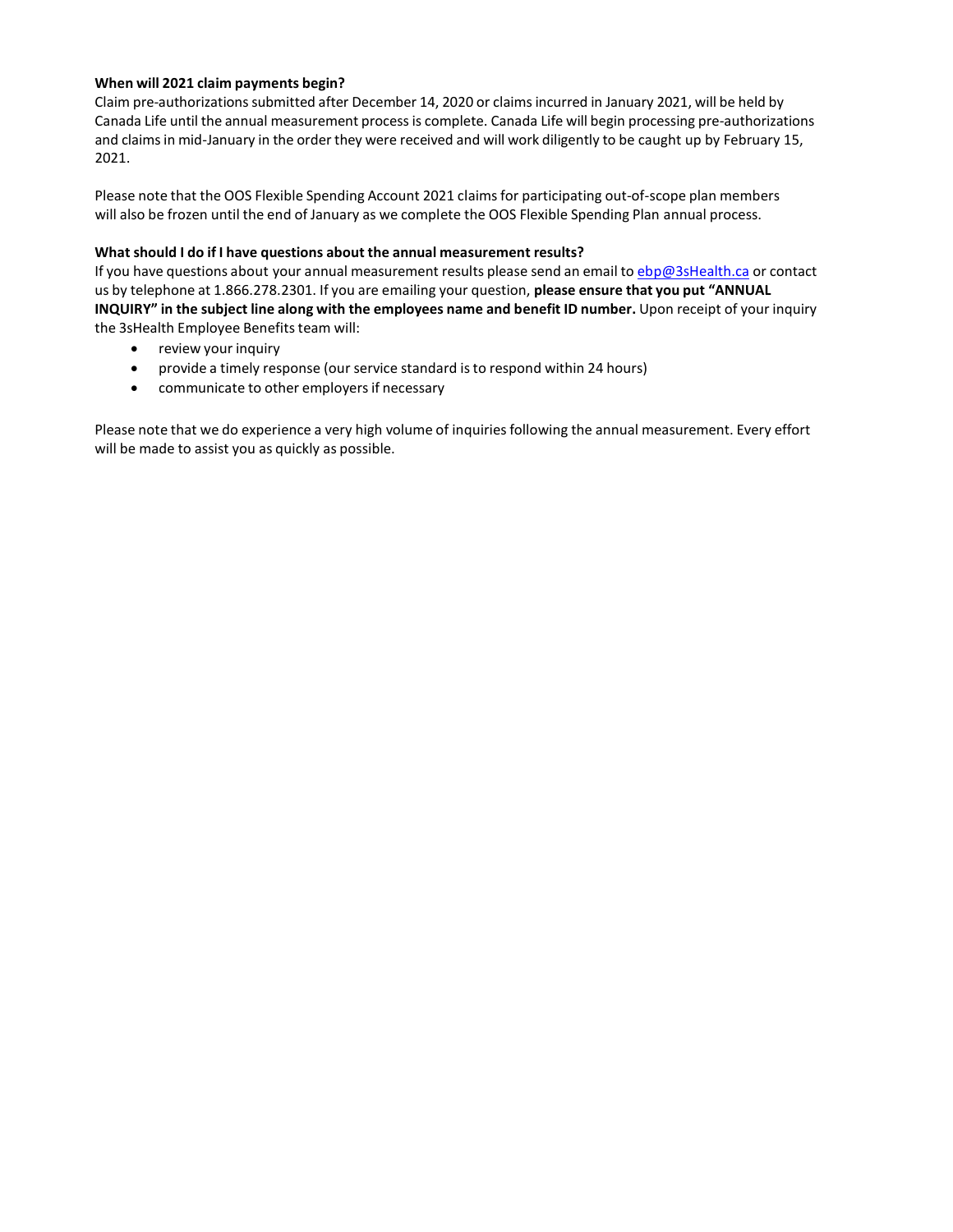**When will 2021 claim payments begin?**

Claim pre-authorizations submitted after December 14, 2020 or claims incurred in January 2021, will be held by Canada Life until the annual measurement process is complete. Canada Life will begin processing pre-authorizations and claims in mid-January in the order they were received and will work diligently to be caught up by February 15, 2021.

Please note that the OOS Flexible Spending Account 2021 claims for participating out-of-scope plan members will also be frozen until the end of January as we complete the OOS Flexible Spending Plan annual process.

**What should I do if I have questions about the annual measurement results?**

If you have questions about your annual measurement results please send an email to ebp@3sHealth.ca or contact us by telephone at 1.866.278.2301. If you are emailing your question, **please ensure that you put "ANNUAL INQUIRY" in the subject line along with the employees name and benefit ID number.** Upon receipt of your inquiry the 3sHealth Employee Benefits team will:

- review your inquiry
- provide a timely response (our service standard is to respond within 24 hours)
- communicate to other employers if necessary

Please note that we do experience a very high volume of inquiries following the annual measurement. Every effort will be made to assist you as quickly as possible.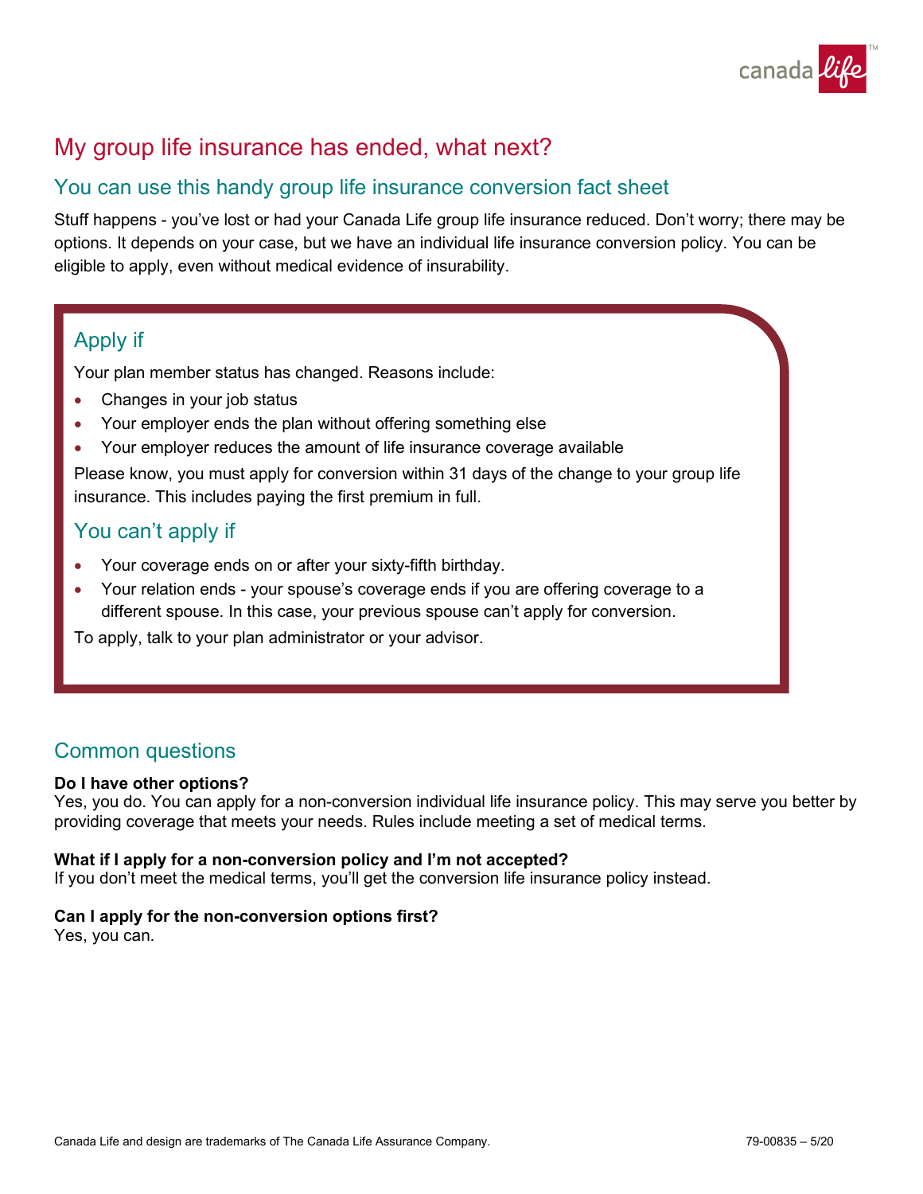# My group life insurance has ended, what next?

## You can use this handy group life insurance conversion fact sheet

Stuff happens - you've lost or had your Canada Life group life insurance reduced. Don't worry; there may be options. It depends on your case, but we have an individual life insurance conversion policy. You can be eligible to apply, even without medical evidence of insurability.

### Apply if

Your plan member status has changed. Reasons include:

- Changes in your job status
- Your employer ends the plan without offering something else
- Your employer reduces the amount of life insurance coverage available

Please know, you must apply for conversion within 31 days of the change to your group life insurance. This includes paying the first premium in full.

### You can't apply if

- Your coverage ends on or after your sixty-fifth birthday.
- Your relation ends - your spouse's coverage ends if you are offering coverage to a different spouse. In this case, your previous spouse can't apply for conversion.

To apply, talk to your plan administrator or your advisor.

## Common questions

**Do I have other options?**
Yes, you do. You can apply for a non-conversion individual life insurance policy. This may serve you better by providing coverage that meets your needs. Rules include meeting a set of medical terms.

**What if I apply for a non-conversion policy and I'm not accepted?**
If you don't meet the medical terms, you'll get the conversion life insurance policy instead.

**Can I apply for the non-conversion options first?**
Yes, you can.

Canada Life and design are trademarks of The Canada Life Assurance Company. 79-00835 – 5/20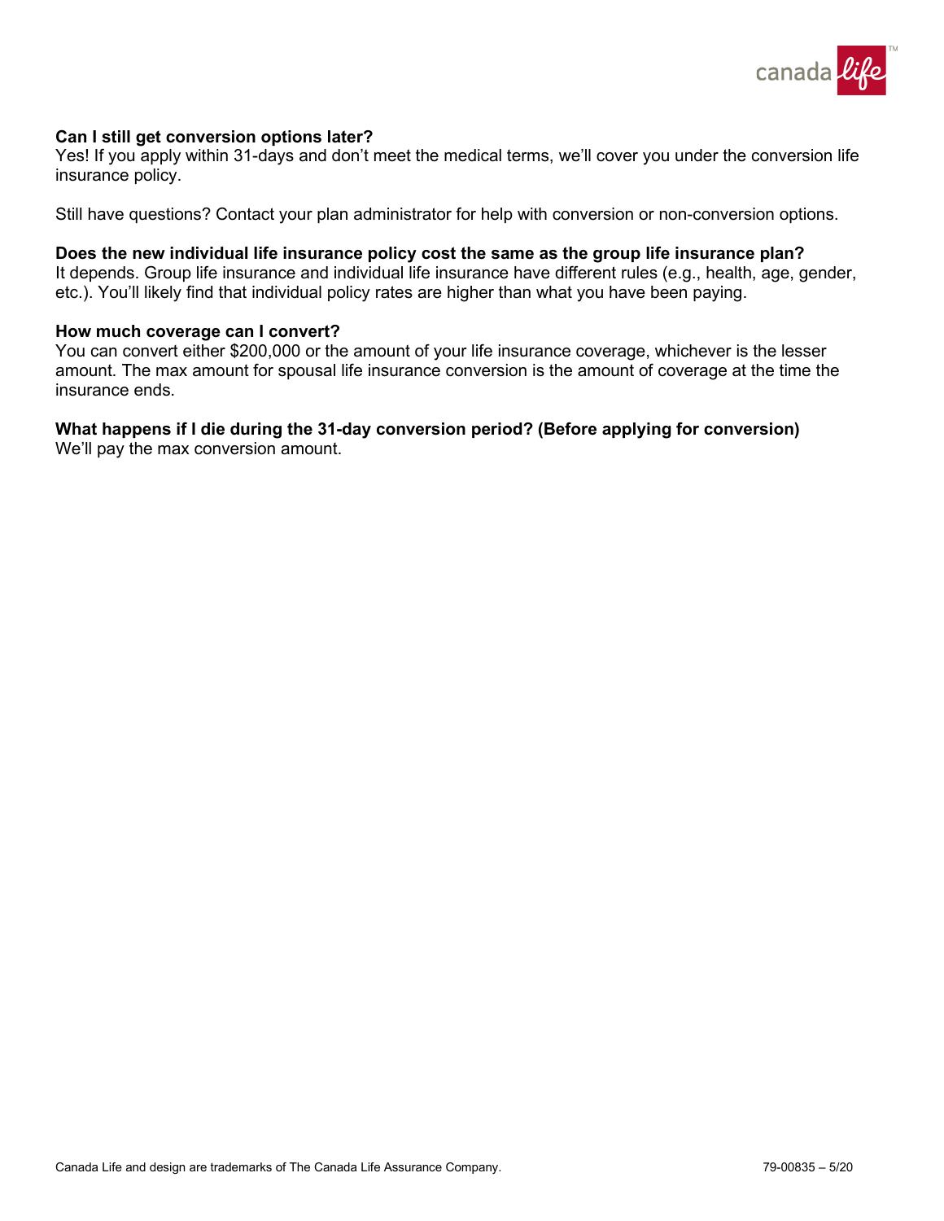**Can I still get conversion options later?**
Yes! If you apply within 31-days and don't meet the medical terms, we'll cover you under the conversion life insurance policy.

Still have questions? Contact your plan administrator for help with conversion or non-conversion options.

**Does the new individual life insurance policy cost the same as the group life insurance plan?**
It depends. Group life insurance and individual life insurance have different rules (e.g., health, age, gender, etc.). You'll likely find that individual policy rates are higher than what you have been paying.

**How much coverage can I convert?**
You can convert either $200,000 or the amount of your life insurance coverage, whichever is the lesser amount. The max amount for spousal life insurance conversion is the amount of coverage at the time the insurance ends.

**What happens if I die during the 31-day conversion period? (Before applying for conversion)**
We'll pay the max conversion amount.

Canada Life and design are trademarks of The Canada Life Assurance Company.

79-00835 – 5/20